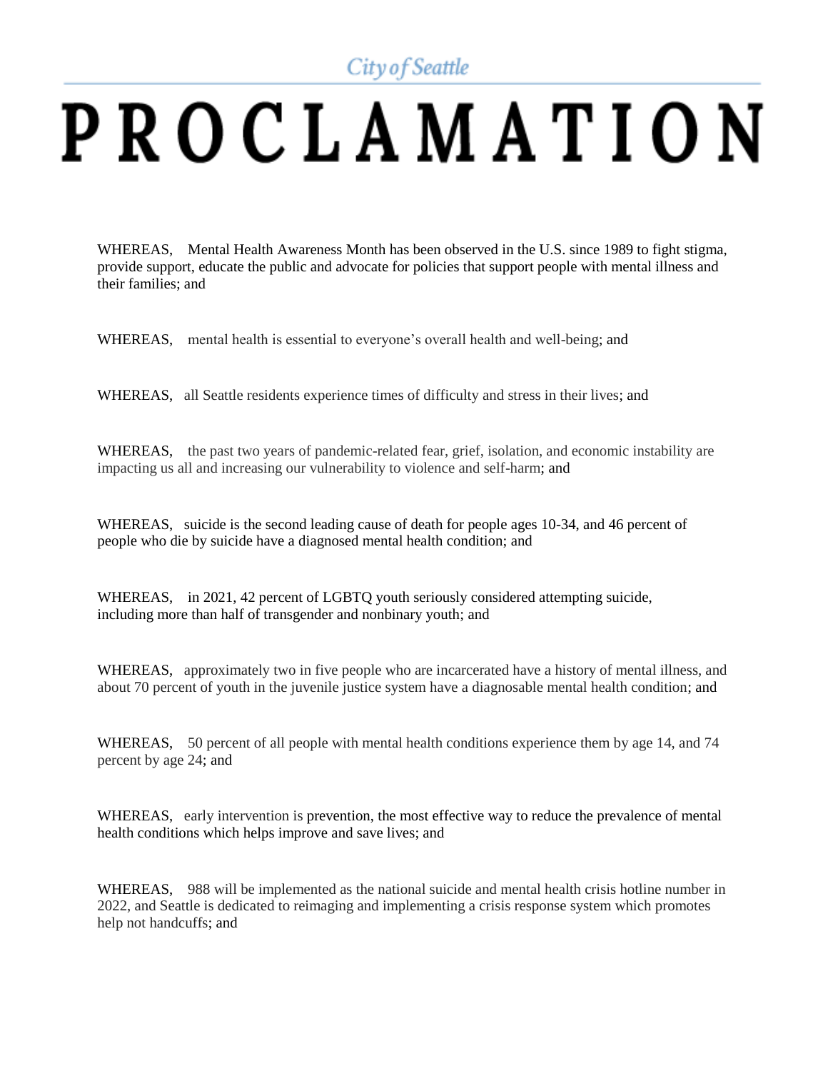City of Seattle

# PROCLAMATION

WHEREAS, Mental Health Awareness Month has been observed in the U.S. since 1989 to fight stigma, provide support, educate the public and advocate for policies that support people with mental illness and their families; and

WHEREAS, mental health is essential to everyone's overall health and well-being; and

WHEREAS, all Seattle residents experience times of difficulty and stress in their lives; and

WHEREAS, the past two years of pandemic-related fear, grief, isolation, and economic instability are impacting us all and increasing our vulnerability to violence and self-harm; and

WHEREAS, suicide is the second leading cause of death for people ages 10-34, and 46 percent of people who die by suicide have a diagnosed mental health condition; and

WHEREAS, in 2021, 42 percent of LGBTQ youth seriously considered attempting suicide, including more than half of transgender and nonbinary youth; and

WHEREAS, approximately two in five people who are incarcerated have a history of mental illness, and about 70 percent of youth in the juvenile justice system have a diagnosable mental health condition; and

WHEREAS, 50 percent of all people with mental health conditions experience them by age 14, and 74 percent by age 24; and

WHEREAS, early intervention is prevention, the most effective way to reduce the prevalence of mental health conditions which helps improve and save lives; and

WHEREAS, 988 will be implemented as the national suicide and mental health crisis hotline number in 2022, and Seattle is dedicated to reimaging and implementing a crisis response system which promotes help not handcuffs; and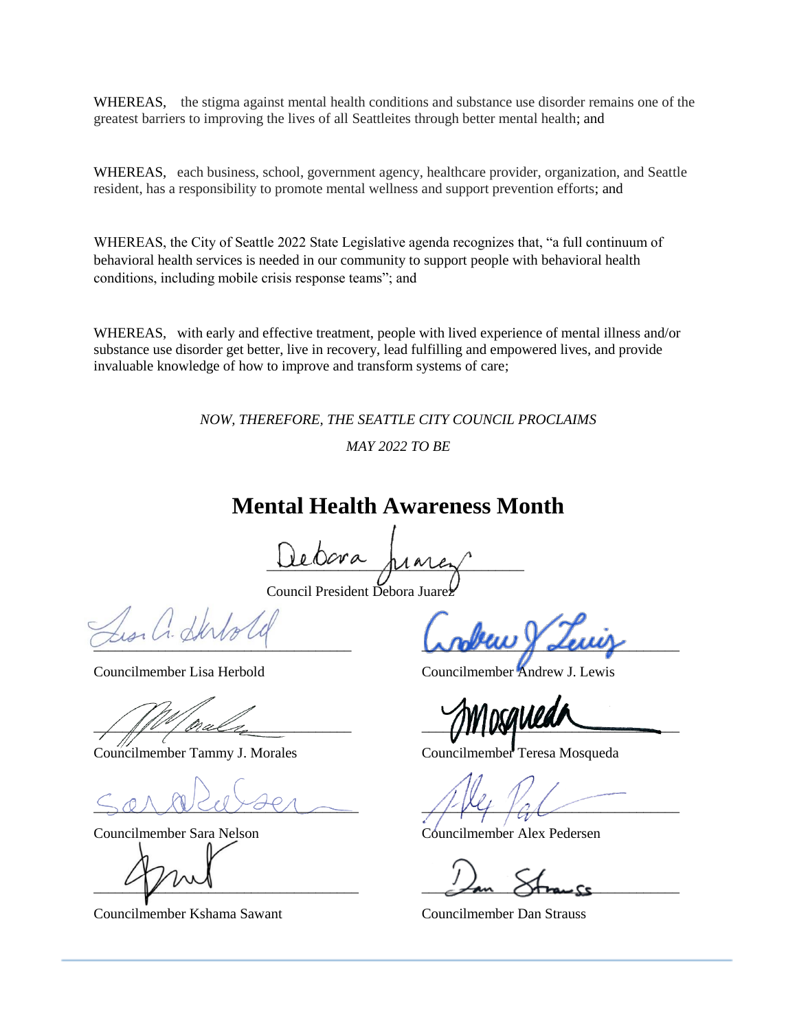WHEREAS, the stigma against mental health conditions and substance use disorder remains one of the greatest barriers to improving the lives of all Seattleites through better mental health; and

WHEREAS, each business, school, government agency, healthcare provider, organization, and Seattle resident, has a responsibility to promote mental wellness and support prevention efforts; and

WHEREAS, the City of Seattle 2022 State Legislative agenda recognizes that, "a full continuum of behavioral health services is needed in our community to support people with behavioral health conditions, including mobile crisis response teams"; and

WHEREAS, with early and effective treatment, people with lived experience of mental illness and/or substance use disorder get better, live in recovery, lead fulfilling and empowered lives, and provide invaluable knowledge of how to improve and transform systems of care;

*NOW, THEREFORE, THE SEATTLE CITY COUNCIL PROCLAIMS*

*MAY 2022 TO BE*

# Mental Health Awareness Month

Council President Debora Juarez

Councilmember Lisa Herbold

Councilmember Andrew J. Lewis

Councilmember Tammy J. Morales

Councilmember Teresa Mosqueda

Councilmember Sara Nelson

Councilmember Alex Pedersen

Councilmember Kshama Sawant

Councilmember Dan Strauss